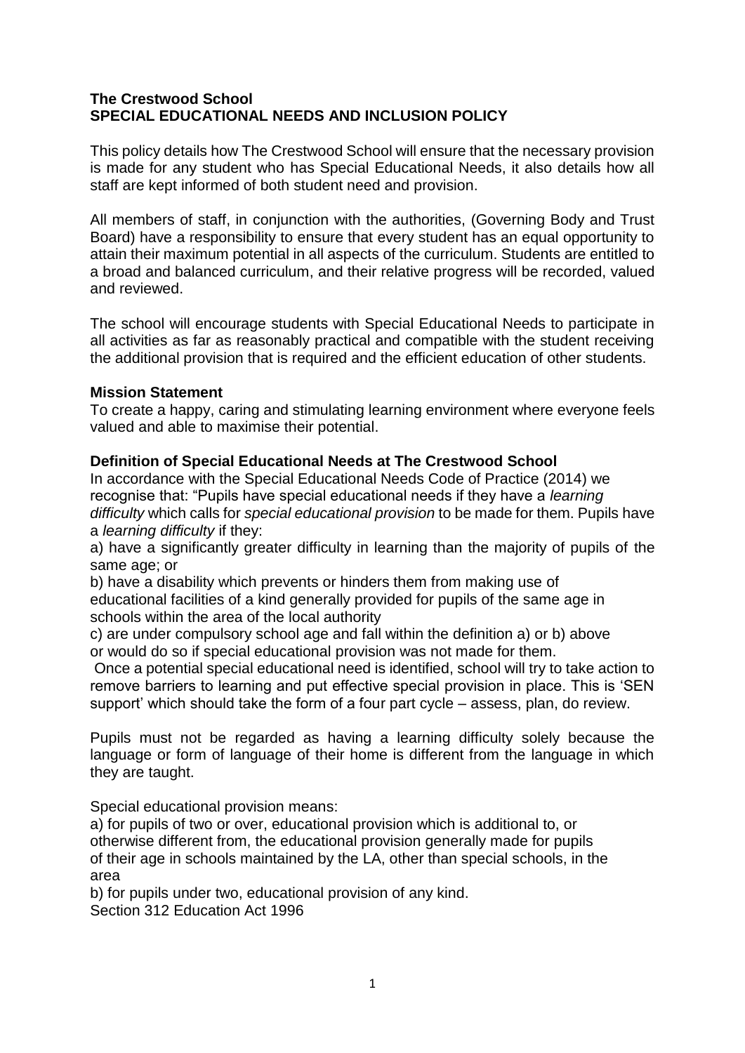**The Crestwood School**
**SPECIAL EDUCATIONAL NEEDS AND INCLUSION POLICY**

This policy details how The Crestwood School will ensure that the necessary provision is made for any student who has Special Educational Needs, it also details how all staff are kept informed of both student need and provision.

All members of staff, in conjunction with the authorities, (Governing Body and Trust Board) have a responsibility to ensure that every student has an equal opportunity to attain their maximum potential in all aspects of the curriculum. Students are entitled to a broad and balanced curriculum, and their relative progress will be recorded, valued and reviewed.

The school will encourage students with Special Educational Needs to participate in all activities as far as reasonably practical and compatible with the student receiving the additional provision that is required and the efficient education of other students.

**Mission Statement**

To create a happy, caring and stimulating learning environment where everyone feels valued and able to maximise their potential.

**Definition of Special Educational Needs at The Crestwood School**

In accordance with the Special Educational Needs Code of Practice (2014) we recognise that: "Pupils have special educational needs if they have a *learning difficulty* which calls for *special educational provision* to be made for them. Pupils have a *learning difficulty* if they:

a) have a significantly greater difficulty in learning than the majority of pupils of the same age; or

b) have a disability which prevents or hinders them from making use of educational facilities of a kind generally provided for pupils of the same age in schools within the area of the local authority

c) are under compulsory school age and fall within the definition a) or b) above or would do so if special educational provision was not made for them.

Once a potential special educational need is identified, school will try to take action to remove barriers to learning and put effective special provision in place. This is 'SEN support' which should take the form of a four part cycle – assess, plan, do review.

Pupils must not be regarded as having a learning difficulty solely because the language or form of language of their home is different from the language in which they are taught.

Special educational provision means:

a) for pupils of two or over, educational provision which is additional to, or otherwise different from, the educational provision generally made for pupils of their age in schools maintained by the LA, other than special schools, in the area

b) for pupils under two, educational provision of any kind.

Section 312 Education Act 1996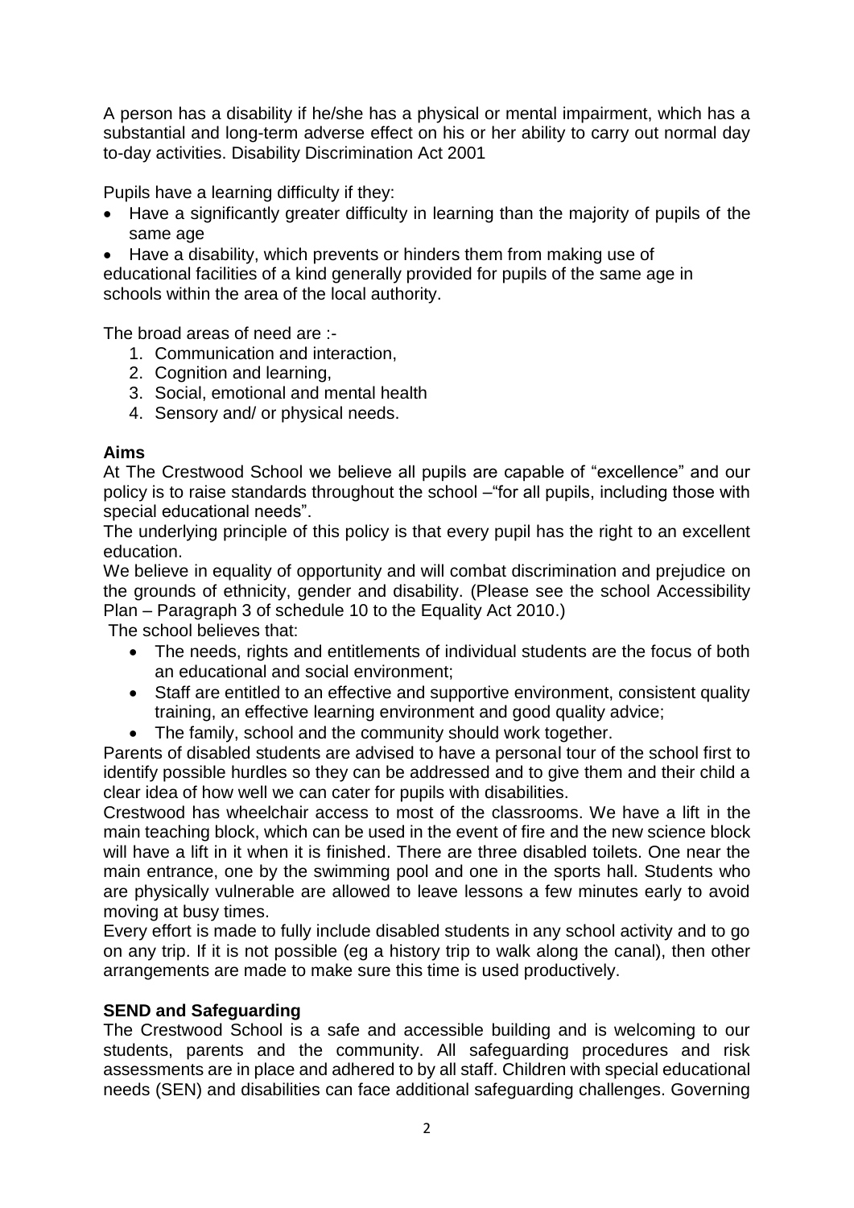A person has a disability if he/she has a physical or mental impairment, which has a substantial and long-term adverse effect on his or her ability to carry out normal day to-day activities. Disability Discrimination Act 2001

Pupils have a learning difficulty if they:

- Have a significantly greater difficulty in learning than the majority of pupils of the same age
- Have a disability, which prevents or hinders them from making use of educational facilities of a kind generally provided for pupils of the same age in schools within the area of the local authority.

The broad areas of need are :-

1. Communication and interaction,
2. Cognition and learning,
3. Social, emotional and mental health
4. Sensory and/ or physical needs.

**Aims**

At The Crestwood School we believe all pupils are capable of "excellence" and our policy is to raise standards throughout the school –"for all pupils, including those with special educational needs".

The underlying principle of this policy is that every pupil has the right to an excellent education.

We believe in equality of opportunity and will combat discrimination and prejudice on the grounds of ethnicity, gender and disability. (Please see the school Accessibility Plan – Paragraph 3 of schedule 10 to the Equality Act 2010.)

The school believes that:

- The needs, rights and entitlements of individual students are the focus of both an educational and social environment;
- Staff are entitled to an effective and supportive environment, consistent quality training, an effective learning environment and good quality advice;
- The family, school and the community should work together.

Parents of disabled students are advised to have a personal tour of the school first to identify possible hurdles so they can be addressed and to give them and their child a clear idea of how well we can cater for pupils with disabilities.

Crestwood has wheelchair access to most of the classrooms. We have a lift in the main teaching block, which can be used in the event of fire and the new science block will have a lift in it when it is finished. There are three disabled toilets. One near the main entrance, one by the swimming pool and one in the sports hall. Students who are physically vulnerable are allowed to leave lessons a few minutes early to avoid moving at busy times.

Every effort is made to fully include disabled students in any school activity and to go on any trip. If it is not possible (eg a history trip to walk along the canal), then other arrangements are made to make sure this time is used productively.

**SEND and Safeguarding**

The Crestwood School is a safe and accessible building and is welcoming to our students, parents and the community. All safeguarding procedures and risk assessments are in place and adhered to by all staff. Children with special educational needs (SEN) and disabilities can face additional safeguarding challenges. Governing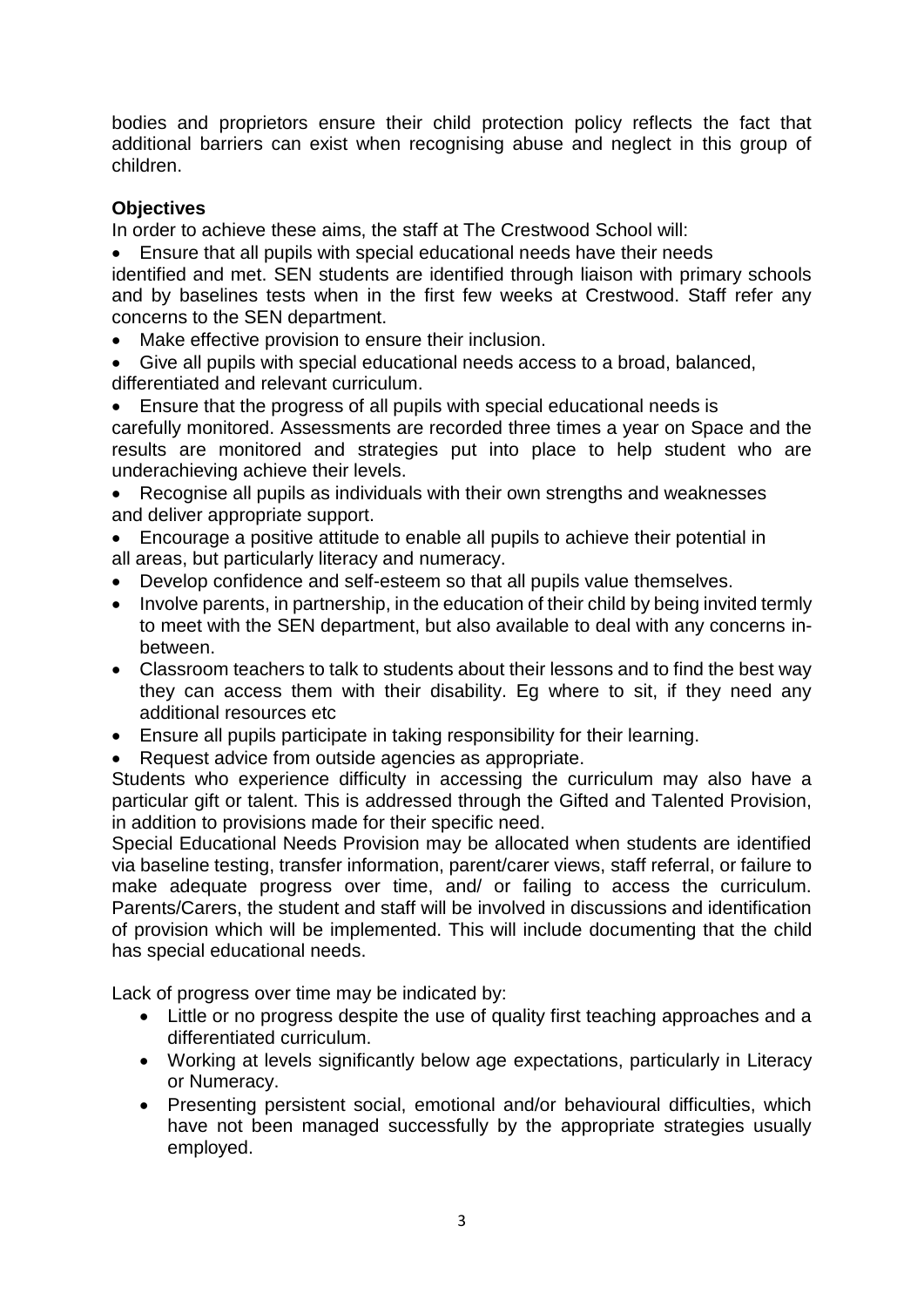bodies and proprietors ensure their child protection policy reflects the fact that additional barriers can exist when recognising abuse and neglect in this group of children.

**Objectives**

In order to achieve these aims, the staff at The Crestwood School will:

- Ensure that all pupils with special educational needs have their needs identified and met. SEN students are identified through liaison with primary schools and by baselines tests when in the first few weeks at Crestwood. Staff refer any concerns to the SEN department.
- Make effective provision to ensure their inclusion.
- Give all pupils with special educational needs access to a broad, balanced, differentiated and relevant curriculum.
- Ensure that the progress of all pupils with special educational needs is carefully monitored. Assessments are recorded three times a year on Space and the results are monitored and strategies put into place to help student who are underachieving achieve their levels.
- Recognise all pupils as individuals with their own strengths and weaknesses and deliver appropriate support.
- Encourage a positive attitude to enable all pupils to achieve their potential in all areas, but particularly literacy and numeracy.
- Develop confidence and self-esteem so that all pupils value themselves.
- Involve parents, in partnership, in the education of their child by being invited termly to meet with the SEN department, but also available to deal with any concerns in-between.
- Classroom teachers to talk to students about their lessons and to find the best way they can access them with their disability. Eg where to sit, if they need any additional resources etc
- Ensure all pupils participate in taking responsibility for their learning.
- Request advice from outside agencies as appropriate.

Students who experience difficulty in accessing the curriculum may also have a particular gift or talent. This is addressed through the Gifted and Talented Provision, in addition to provisions made for their specific need.

Special Educational Needs Provision may be allocated when students are identified via baseline testing, transfer information, parent/carer views, staff referral, or failure to make adequate progress over time, and/ or failing to access the curriculum. Parents/Carers, the student and staff will be involved in discussions and identification of provision which will be implemented. This will include documenting that the child has special educational needs.

Lack of progress over time may be indicated by:

- Little or no progress despite the use of quality first teaching approaches and a differentiated curriculum.
- Working at levels significantly below age expectations, particularly in Literacy or Numeracy.
- Presenting persistent social, emotional and/or behavioural difficulties, which have not been managed successfully by the appropriate strategies usually employed.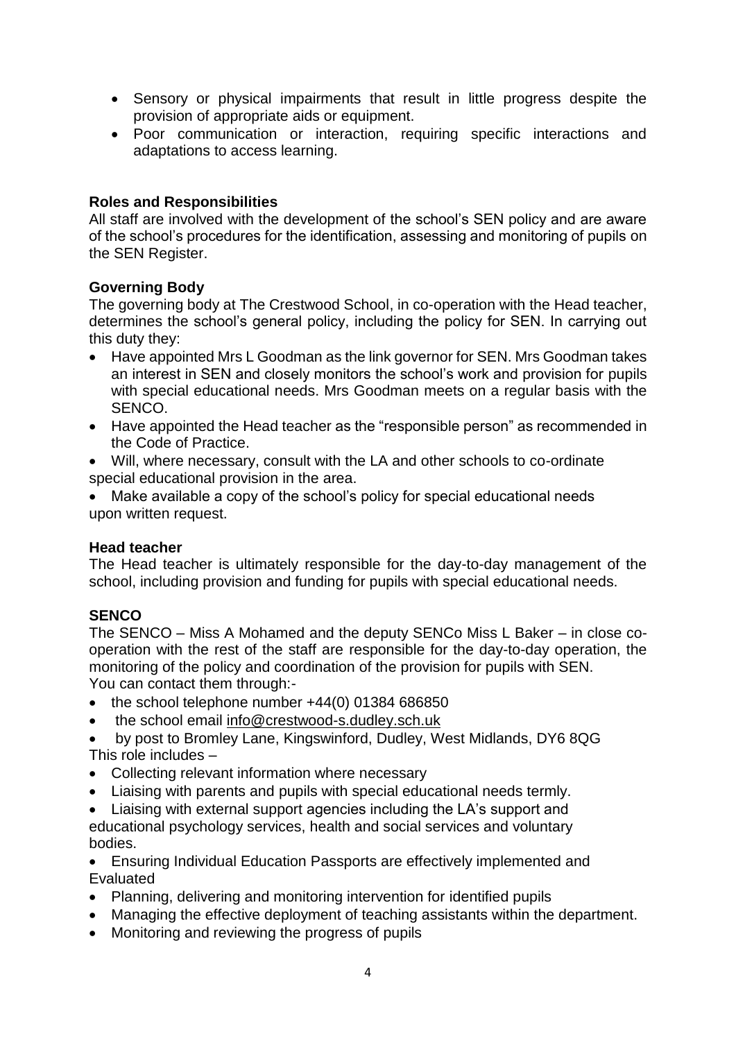- Sensory or physical impairments that result in little progress despite the provision of appropriate aids or equipment.
- Poor communication or interaction, requiring specific interactions and adaptations to access learning.

**Roles and Responsibilities**

All staff are involved with the development of the school's SEN policy and are aware of the school's procedures for the identification, assessing and monitoring of pupils on the SEN Register.

**Governing Body**

The governing body at The Crestwood School, in co-operation with the Head teacher, determines the school's general policy, including the policy for SEN. In carrying out this duty they:

- Have appointed Mrs L Goodman as the link governor for SEN. Mrs Goodman takes an interest in SEN and closely monitors the school's work and provision for pupils with special educational needs. Mrs Goodman meets on a regular basis with the SENCO.
- Have appointed the Head teacher as the "responsible person" as recommended in the Code of Practice.
- Will, where necessary, consult with the LA and other schools to co-ordinate special educational provision in the area.
- Make available a copy of the school's policy for special educational needs upon written request.

**Head teacher**

The Head teacher is ultimately responsible for the day-to-day management of the school, including provision and funding for pupils with special educational needs.

**SENCO**

The SENCO – Miss A Mohamed and the deputy SENCo Miss L Baker – in close co-operation with the rest of the staff are responsible for the day-to-day operation, the monitoring of the policy and coordination of the provision for pupils with SEN.

You can contact them through:-

- the school telephone number +44(0) 01384 686850
- the school email info@crestwood-s.dudley.sch.uk
- by post to Bromley Lane, Kingswinford, Dudley, West Midlands, DY6 8QG

This role includes –

- Collecting relevant information where necessary
- Liaising with parents and pupils with special educational needs termly.
- Liaising with external support agencies including the LA's support and educational psychology services, health and social services and voluntary bodies.
- Ensuring Individual Education Passports are effectively implemented and Evaluated
- Planning, delivering and monitoring intervention for identified pupils
- Managing the effective deployment of teaching assistants within the department.
- Monitoring and reviewing the progress of pupils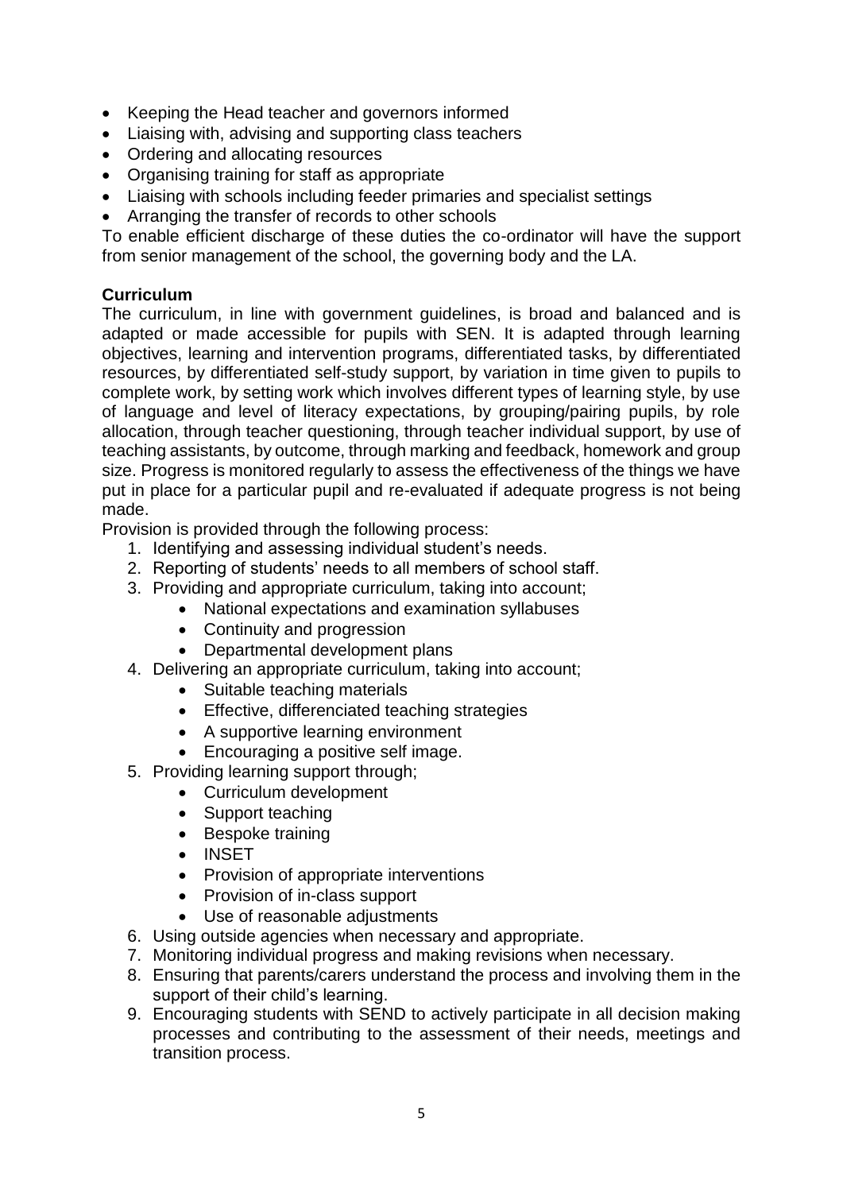- Keeping the Head teacher and governors informed
- Liaising with, advising and supporting class teachers
- Ordering and allocating resources
- Organising training for staff as appropriate
- Liaising with schools including feeder primaries and specialist settings
- Arranging the transfer of records to other schools

To enable efficient discharge of these duties the co-ordinator will have the support from senior management of the school, the governing body and the LA.

**Curriculum**

The curriculum, in line with government guidelines, is broad and balanced and is adapted or made accessible for pupils with SEN. It is adapted through learning objectives, learning and intervention programs, differentiated tasks, by differentiated resources, by differentiated self-study support, by variation in time given to pupils to complete work, by setting work which involves different types of learning style, by use of language and level of literacy expectations, by grouping/pairing pupils, by role allocation, through teacher questioning, through teacher individual support, by use of teaching assistants, by outcome, through marking and feedback, homework and group size. Progress is monitored regularly to assess the effectiveness of the things we have put in place for a particular pupil and re-evaluated if adequate progress is not being made.

Provision is provided through the following process:

1. Identifying and assessing individual student's needs.
2. Reporting of students' needs to all members of school staff.
3. Providing and appropriate curriculum, taking into account;
    - National expectations and examination syllabuses
    - Continuity and progression
    - Departmental development plans
4. Delivering an appropriate curriculum, taking into account;
    - Suitable teaching materials
    - Effective, differenciated teaching strategies
    - A supportive learning environment
    - Encouraging a positive self image.
5. Providing learning support through;
    - Curriculum development
    - Support teaching
    - Bespoke training
    - INSET
    - Provision of appropriate interventions
    - Provision of in-class support
    - Use of reasonable adjustments
6. Using outside agencies when necessary and appropriate.
7. Monitoring individual progress and making revisions when necessary.
8. Ensuring that parents/carers understand the process and involving them in the support of their child's learning.
9. Encouraging students with SEND to actively participate in all decision making processes and contributing to the assessment of their needs, meetings and transition process.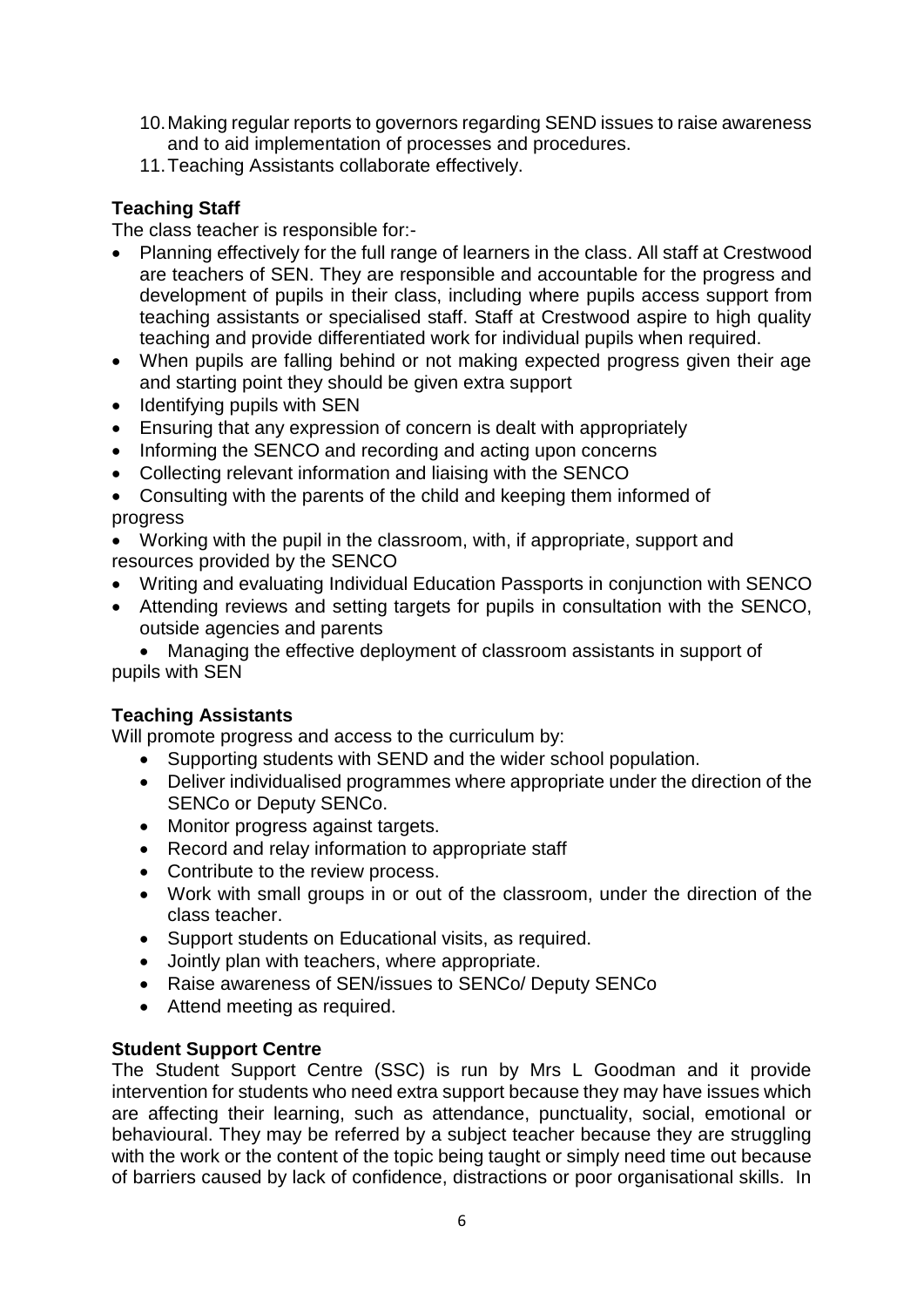10. Making regular reports to governors regarding SEND issues to raise awareness and to aid implementation of processes and procedures.
11. Teaching Assistants collaborate effectively.

**Teaching Staff**

The class teacher is responsible for:-

- Planning effectively for the full range of learners in the class. All staff at Crestwood are teachers of SEN. They are responsible and accountable for the progress and development of pupils in their class, including where pupils access support from teaching assistants or specialised staff. Staff at Crestwood aspire to high quality teaching and provide differentiated work for individual pupils when required.
- When pupils are falling behind or not making expected progress given their age and starting point they should be given extra support
- Identifying pupils with SEN
- Ensuring that any expression of concern is dealt with appropriately
- Informing the SENCO and recording and acting upon concerns
- Collecting relevant information and liaising with the SENCO
- Consulting with the parents of the child and keeping them informed of progress
- Working with the pupil in the classroom, with, if appropriate, support and resources provided by the SENCO
- Writing and evaluating Individual Education Passports in conjunction with SENCO
- Attending reviews and setting targets for pupils in consultation with the SENCO, outside agencies and parents
- Managing the effective deployment of classroom assistants in support of pupils with SEN

**Teaching Assistants**

Will promote progress and access to the curriculum by:

- Supporting students with SEND and the wider school population.
- Deliver individualised programmes where appropriate under the direction of the SENCo or Deputy SENCo.
- Monitor progress against targets.
- Record and relay information to appropriate staff
- Contribute to the review process.
- Work with small groups in or out of the classroom, under the direction of the class teacher.
- Support students on Educational visits, as required.
- Jointly plan with teachers, where appropriate.
- Raise awareness of SEN/issues to SENCo/ Deputy SENCo
- Attend meeting as required.

**Student Support Centre**

The Student Support Centre (SSC) is run by Mrs L Goodman and it provide intervention for students who need extra support because they may have issues which are affecting their learning, such as attendance, punctuality, social, emotional or behavioural. They may be referred by a subject teacher because they are struggling with the work or the content of the topic being taught or simply need time out because of barriers caused by lack of confidence, distractions or poor organisational skills. In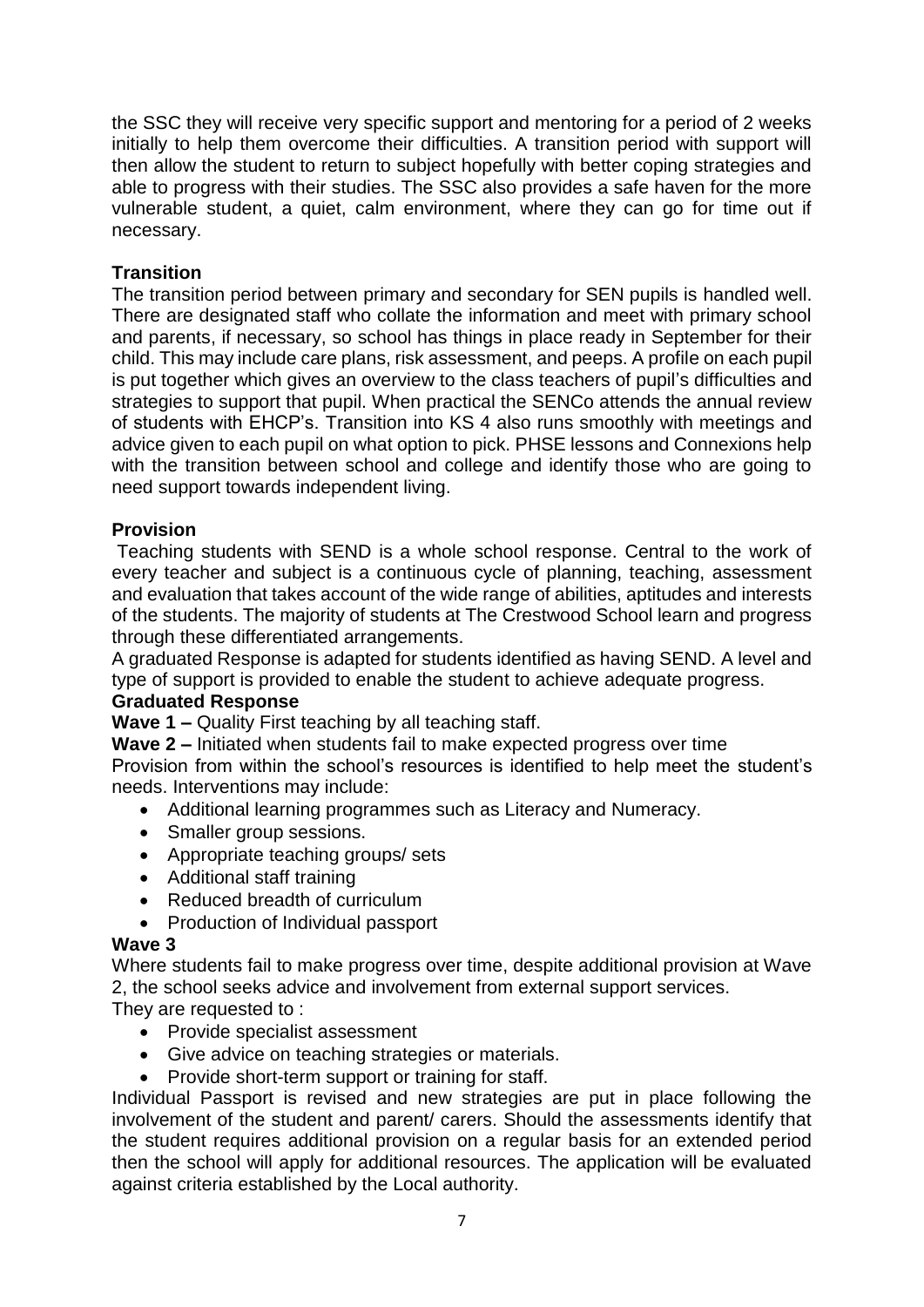the SSC they will receive very specific support and mentoring for a period of 2 weeks initially to help them overcome their difficulties. A transition period with support will then allow the student to return to subject hopefully with better coping strategies and able to progress with their studies. The SSC also provides a safe haven for the more vulnerable student, a quiet, calm environment, where they can go for time out if necessary.

**Transition**

The transition period between primary and secondary for SEN pupils is handled well. There are designated staff who collate the information and meet with primary school and parents, if necessary, so school has things in place ready in September for their child. This may include care plans, risk assessment, and peeps. A profile on each pupil is put together which gives an overview to the class teachers of pupil's difficulties and strategies to support that pupil. When practical the SENCo attends the annual review of students with EHCP's. Transition into KS 4 also runs smoothly with meetings and advice given to each pupil on what option to pick. PHSE lessons and Connexions help with the transition between school and college and identify those who are going to need support towards independent living.

**Provision**

Teaching students with SEND is a whole school response. Central to the work of every teacher and subject is a continuous cycle of planning, teaching, assessment and evaluation that takes account of the wide range of abilities, aptitudes and interests of the students. The majority of students at The Crestwood School learn and progress through these differentiated arrangements.

A graduated Response is adapted for students identified as having SEND. A level and type of support is provided to enable the student to achieve adequate progress.

**Graduated Response**

**Wave 1 –** Quality First teaching by all teaching staff.

**Wave 2 –** Initiated when students fail to make expected progress over time

Provision from within the school's resources is identified to help meet the student's needs. Interventions may include:

- Additional learning programmes such as Literacy and Numeracy.
- Smaller group sessions.
- Appropriate teaching groups/ sets
- Additional staff training
- Reduced breadth of curriculum
- Production of Individual passport

**Wave 3**

Where students fail to make progress over time, despite additional provision at Wave 2, the school seeks advice and involvement from external support services.

They are requested to :

- Provide specialist assessment
- Give advice on teaching strategies or materials.
- Provide short-term support or training for staff.

Individual Passport is revised and new strategies are put in place following the involvement of the student and parent/ carers. Should the assessments identify that the student requires additional provision on a regular basis for an extended period then the school will apply for additional resources. The application will be evaluated against criteria established by the Local authority.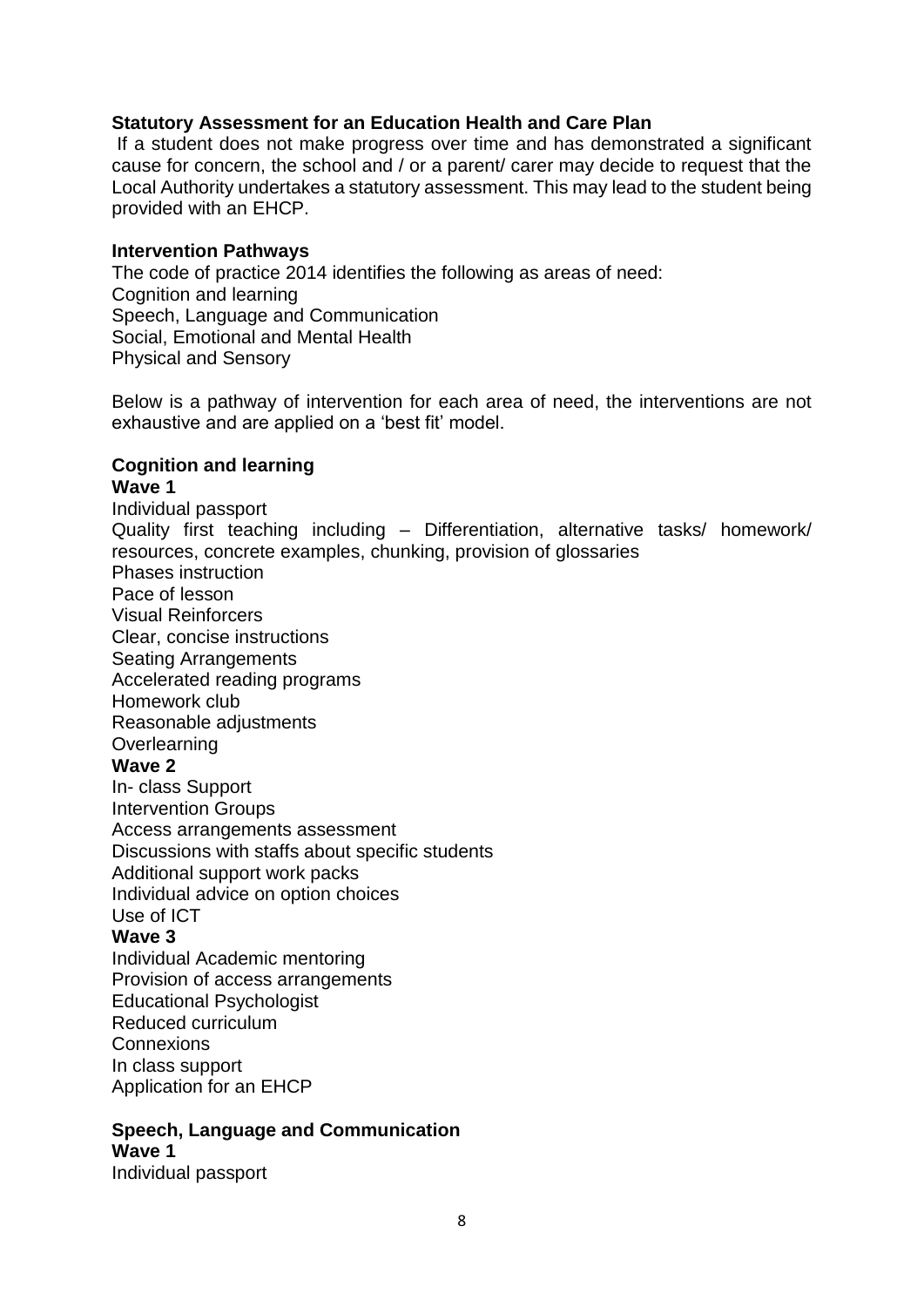**Statistical Assessment for an Education Health and Care Plan**

If a student does not make progress over time and has demonstrated a significant cause for concern, the school and / or a parent/ carer may decide to request that the Local Authority undertakes a statutory assessment. This may lead to the student being provided with an EHCP.

**Intervention Pathways**

The code of practice 2014 identifies the following as areas of need:
Cognition and learning
Speech, Language and Communication
Social, Emotional and Mental Health
Physical and Sensory

Below is a pathway of intervention for each area of need, the interventions are not exhaustive and are applied on a 'best fit' model.

**Cognition and learning**

**Wave 1**

Individual passport
Quality first teaching including – Differentiation, alternative tasks/ homework/ resources, concrete examples, chunking, provision of glossaries
Phases instruction
Pace of lesson
Visual Reinforcers
Clear, concise instructions
Seating Arrangements
Accelerated reading programs
Homework club
Reasonable adjustments
Overlearning

**Wave 2**

In- class Support
Intervention Groups
Access arrangements assessment
Discussions with staffs about specific students
Additional support work packs
Individual advice on option choices
Use of ICT

**Wave 3**

Individual Academic mentoring
Provision of access arrangements
Educational Psychologist
Reduced curriculum
Connexions
In class support
Application for an EHCP

**Speech, Language and Communication**

**Wave 1**

Individual passport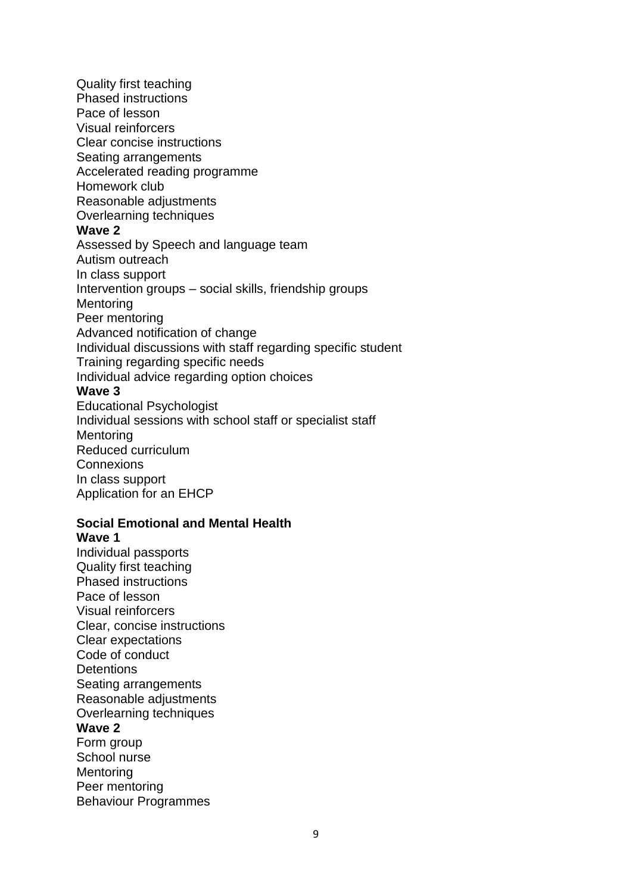Quality first teaching
Phased instructions
Pace of lesson
Visual reinforcers
Clear concise instructions
Seating arrangements
Accelerated reading programme
Homework club
Reasonable adjustments
Overlearning techniques

**Wave 2**

Assessed by Speech and language team
Autism outreach
In class support
Intervention groups – social skills, friendship groups
Mentoring
Peer mentoring
Advanced notification of change
Individual discussions with staff regarding specific student
Training regarding specific needs
Individual advice regarding option choices

**Wave 3**

Educational Psychologist
Individual sessions with school staff or specialist staff
Mentoring
Reduced curriculum
Connexions
In class support
Application for an EHCP

**Social Emotional and Mental Health**

**Wave 1**

Individual passports
Quality first teaching
Phased instructions
Pace of lesson
Visual reinforcers
Clear, concise instructions
Clear expectations
Code of conduct
Detentions
Seating arrangements
Reasonable adjustments
Overlearning techniques

**Wave 2**

Form group
School nurse
Mentoring
Peer mentoring
Behaviour Programmes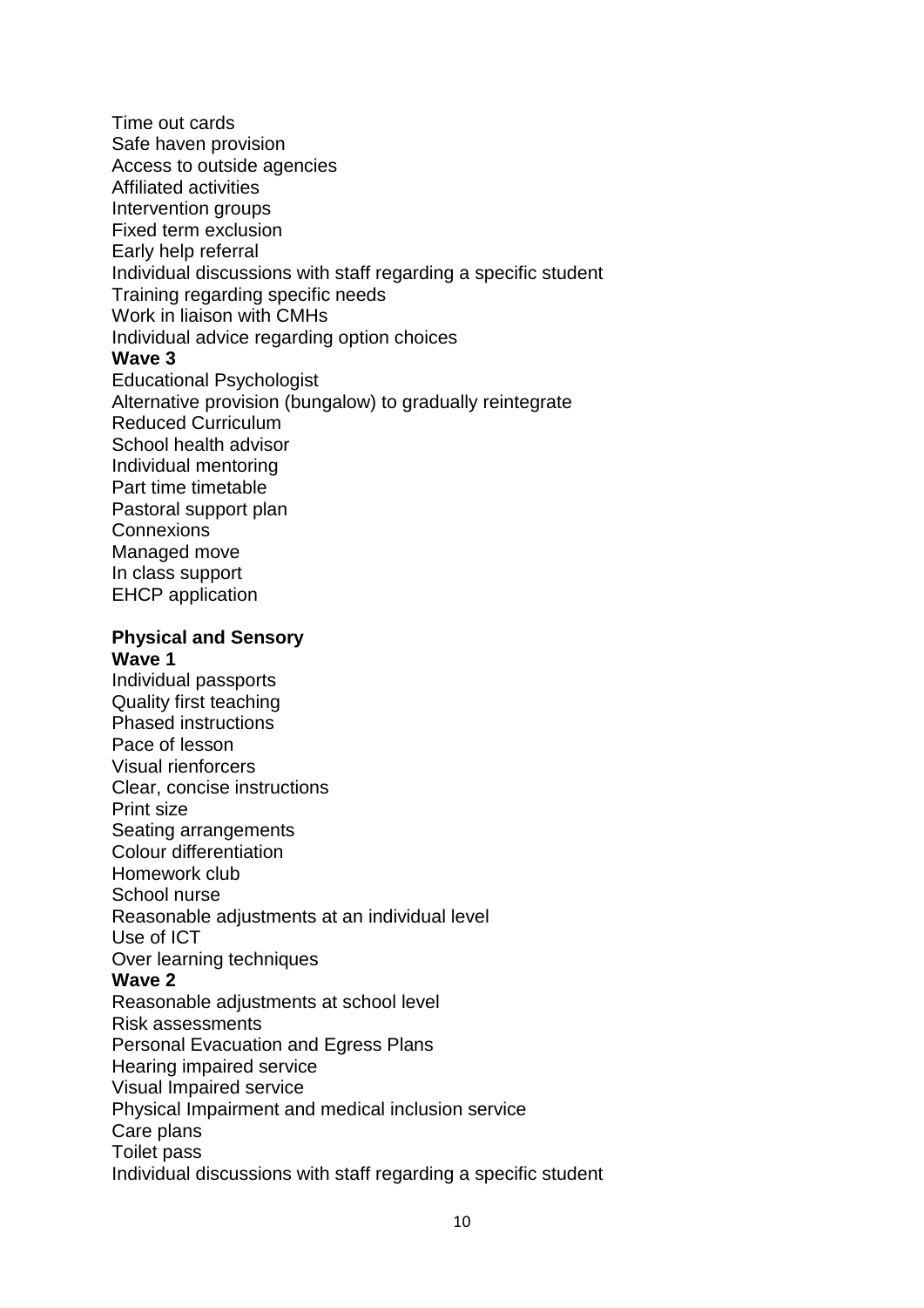Time out cards
Safe haven provision
Access to outside agencies
Affiliated activities
Intervention groups
Fixed term exclusion
Early help referral
Individual discussions with staff regarding a specific student
Training regarding specific needs
Work in liaison with CMHs
Individual advice regarding option choices

**Wave 3**

Educational Psychologist
Alternative provision (bungalow) to gradually reintegrate
Reduced Curriculum
School health advisor
Individual mentoring
Part time timetable
Pastoral support plan
Connexions
Managed move
In class support
EHCP application

**Physical and Sensory**

**Wave 1**

Individual passports
Quality first teaching
Phased instructions
Pace of lesson
Visual rienforcers
Clear, concise instructions
Print size
Seating arrangements
Colour differentiation
Homework club
School nurse
Reasonable adjustments at an individual level
Use of ICT
Over learning techniques

**Wave 2**

Reasonable adjustments at school level
Risk assessments
Personal Evacuation and Egress Plans
Hearing impaired service
Visual Impaired service
Physical Impairment and medical inclusion service
Care plans
Toilet pass
Individual discussions with staff regarding a specific student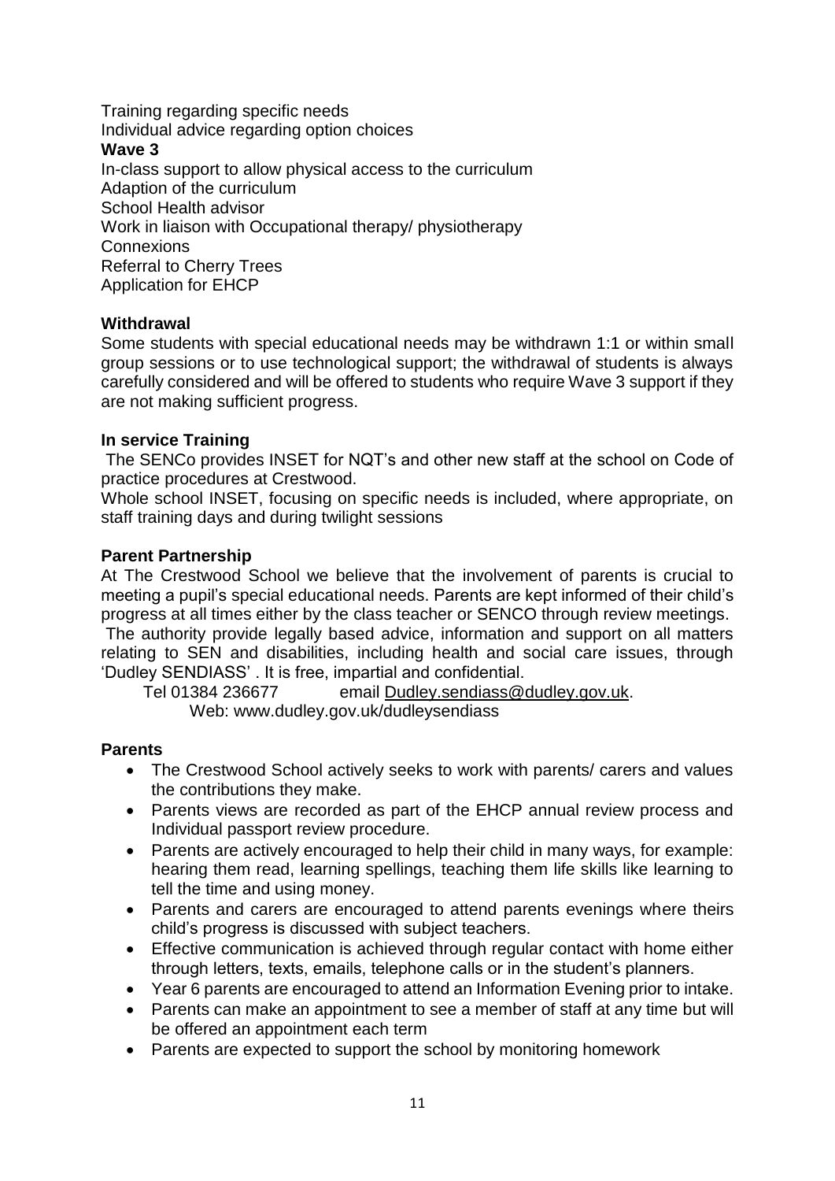Training regarding specific needs
Individual advice regarding option choices

**Wave 3**

In-class support to allow physical access to the curriculum
Adaption of the curriculum
School Health advisor
Work in liaison with Occupational therapy/ physiotherapy
Connexions
Referral to Cherry Trees
Application for EHCP

**Withdrawal**

Some students with special educational needs may be withdrawn 1:1 or within small group sessions or to use technological support; the withdrawal of students is always carefully considered and will be offered to students who require Wave 3 support if they are not making sufficient progress.

**In service Training**

The SENCo provides INSET for NQT's and other new staff at the school on Code of practice procedures at Crestwood.

Whole school INSET, focusing on specific needs is included, where appropriate, on staff training days and during twilight sessions

**Parent Partnership**

At The Crestwood School we believe that the involvement of parents is crucial to meeting a pupil's special educational needs. Parents are kept informed of their child's progress at all times either by the class teacher or SENCO through review meetings.

The authority provide legally based advice, information and support on all matters relating to SEN and disabilities, including health and social care issues, through 'Dudley SENDIASS' . It is free, impartial and confidential.

Tel 01384 236677 email Dudley.sendiass@dudley.gov.uk.
Web: www.dudley.gov.uk/dudleysendiass

**Parents**

- The Crestwood School actively seeks to work with parents/ carers and values the contributions they make.
- Parents views are recorded as part of the EHCP annual review process and Individual passport review procedure.
- Parents are actively encouraged to help their child in many ways, for example: hearing them read, learning spellings, teaching them life skills like learning to tell the time and using money.
- Parents and carers are encouraged to attend parents evenings where theirs child's progress is discussed with subject teachers.
- Effective communication is achieved through regular contact with home either through letters, texts, emails, telephone calls or in the student's planners.
- Year 6 parents are encouraged to attend an Information Evening prior to intake.
- Parents can make an appointment to see a member of staff at any time but will be offered an appointment each term
- Parents are expected to support the school by monitoring homework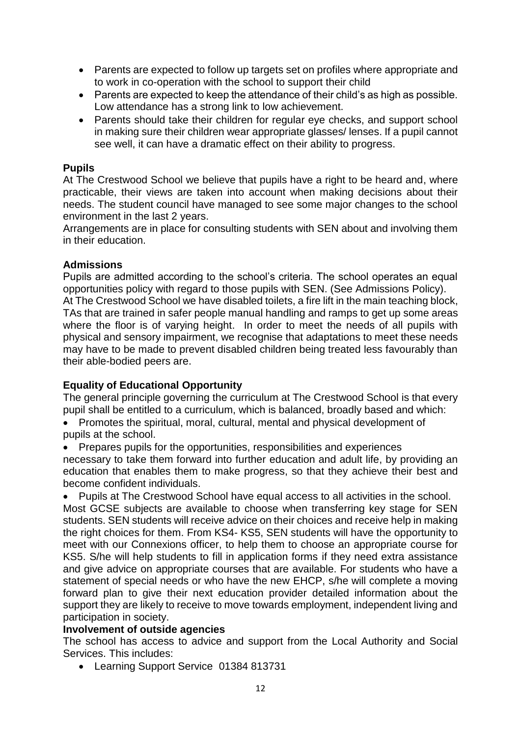- Parents are expected to follow up targets set on profiles where appropriate and to work in co-operation with the school to support their child
- Parents are expected to keep the attendance of their child's as high as possible. Low attendance has a strong link to low achievement.
- Parents should take their children for regular eye checks, and support school in making sure their children wear appropriate glasses/ lenses. If a pupil cannot see well, it can have a dramatic effect on their ability to progress.

**Pupils**

At The Crestwood School we believe that pupils have a right to be heard and, where practicable, their views are taken into account when making decisions about their needs. The student council have managed to see some major changes to the school environment in the last 2 years.

Arrangements are in place for consulting students with SEN about and involving them in their education.

**Admissions**

Pupils are admitted according to the school's criteria. The school operates an equal opportunities policy with regard to those pupils with SEN. (See Admissions Policy).

At The Crestwood School we have disabled toilets, a fire lift in the main teaching block, TAs that are trained in safer people manual handling and ramps to get up some areas where the floor is of varying height. In order to meet the needs of all pupils with physical and sensory impairment, we recognise that adaptations to meet these needs may have to be made to prevent disabled children being treated less favourably than their able-bodied peers are.

**Equality of Educational Opportunity**

The general principle governing the curriculum at The Crestwood School is that every pupil shall be entitled to a curriculum, which is balanced, broadly based and which:

- Promotes the spiritual, moral, cultural, mental and physical development of pupils at the school.
- Prepares pupils for the opportunities, responsibilities and experiences necessary to take them forward into further education and adult life, by providing an education that enables them to make progress, so that they achieve their best and become confident individuals.
- Pupils at The Crestwood School have equal access to all activities in the school.

Most GCSE subjects are available to choose when transferring key stage for SEN students. SEN students will receive advice on their choices and receive help in making the right choices for them. From KS4- KS5, SEN students will have the opportunity to meet with our Connexions officer, to help them to choose an appropriate course for KS5. S/he will help students to fill in application forms if they need extra assistance and give advice on appropriate courses that are available. For students who have a statement of special needs or who have the new EHCP, s/he will complete a moving forward plan to give their next education provider detailed information about the support they are likely to receive to move towards employment, independent living and participation in society.

**Involvement of outside agencies**

The school has access to advice and support from the Local Authority and Social Services. This includes:

- Learning Support Service 01384 813731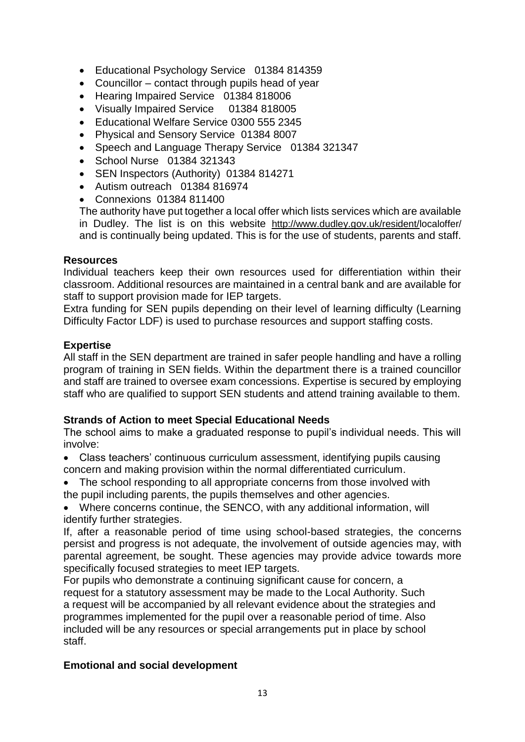- Educational Psychology Service 01384 814359
- Councillor – contact through pupils head of year
- Hearing Impaired Service 01384 818006
- Visually Impaired Service 01384 818005
- Educational Welfare Service 0300 555 2345
- Physical and Sensory Service 01384 8007
- Speech and Language Therapy Service 01384 321347
- School Nurse 01384 321343
- SEN Inspectors (Authority) 01384 814271
- Autism outreach 01384 816974
- Connexions 01384 811400

The authority have put together a local offer which lists services which are available in Dudley. The list is on this website http://www.dudley.gov.uk/resident/localoffer/ and is continually being updated. This is for the use of students, parents and staff.

**Resources**

Individual teachers keep their own resources used for differentiation within their classroom. Additional resources are maintained in a central bank and are available for staff to support provision made for IEP targets.

Extra funding for SEN pupils depending on their level of learning difficulty (Learning Difficulty Factor LDF) is used to purchase resources and support staffing costs.

**Expertise**

All staff in the SEN department are trained in safer people handling and have a rolling program of training in SEN fields. Within the department there is a trained councillor and staff are trained to oversee exam concessions. Expertise is secured by employing staff who are qualified to support SEN students and attend training available to them.

**Strands of Action to meet Special Educational Needs**

The school aims to make a graduated response to pupil's individual needs. This will involve:

- Class teachers' continuous curriculum assessment, identifying pupils causing concern and making provision within the normal differentiated curriculum.
- The school responding to all appropriate concerns from those involved with the pupil including parents, the pupils themselves and other agencies.
- Where concerns continue, the SENCO, with any additional information, will identify further strategies.

If, after a reasonable period of time using school-based strategies, the concerns persist and progress is not adequate, the involvement of outside agencies may, with parental agreement, be sought. These agencies may provide advice towards more specifically focused strategies to meet IEP targets.

For pupils who demonstrate a continuing significant cause for concern, a request for a statutory assessment may be made to the Local Authority. Such a request will be accompanied by all relevant evidence about the strategies and programmes implemented for the pupil over a reasonable period of time. Also included will be any resources or special arrangements put in place by school staff.

**Emotional and social development**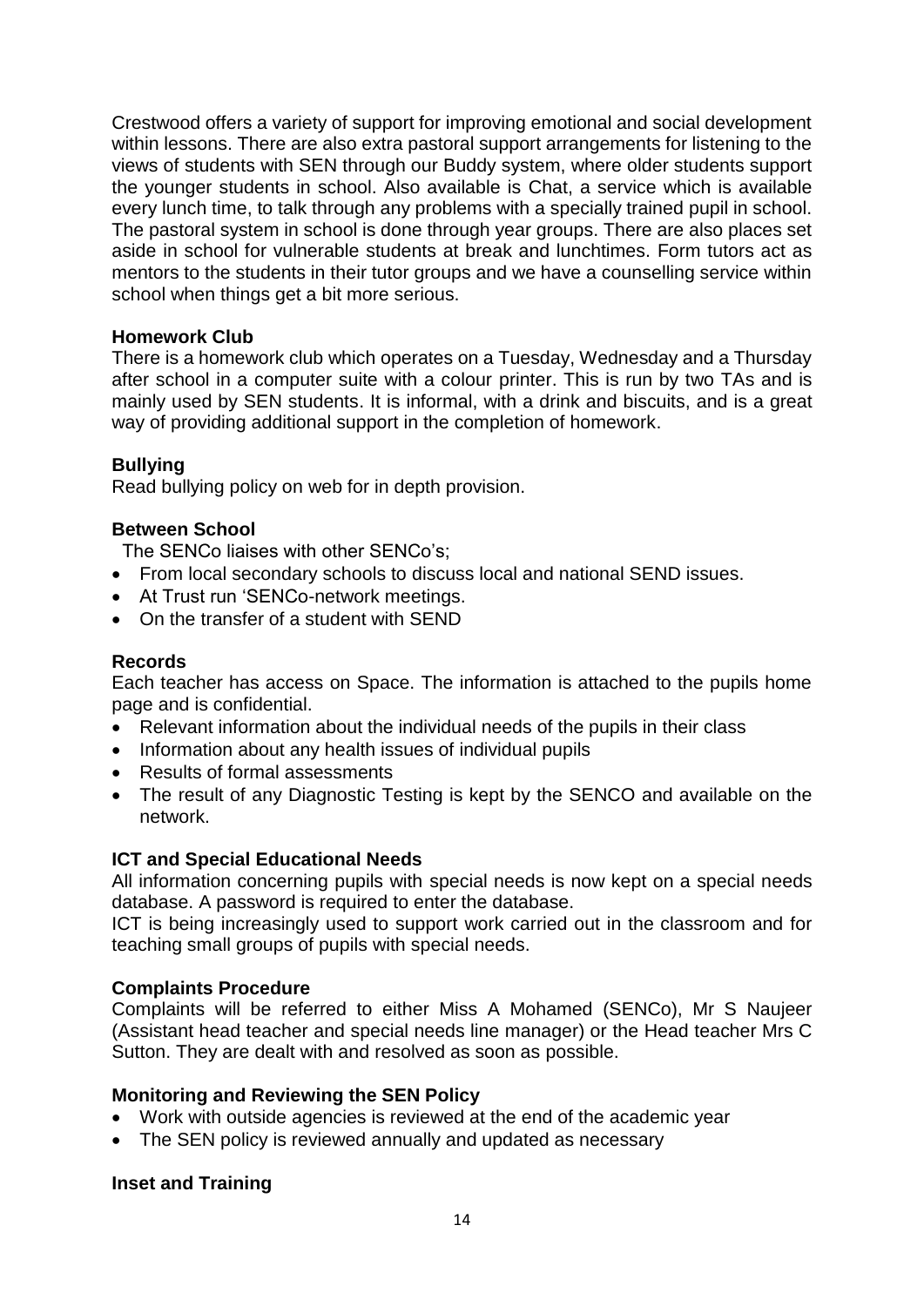Crestwood offers a variety of support for improving emotional and social development within lessons. There are also extra pastoral support arrangements for listening to the views of students with SEN through our Buddy system, where older students support the younger students in school. Also available is Chat, a service which is available every lunch time, to talk through any problems with a specially trained pupil in school. The pastoral system in school is done through year groups. There are also places set aside in school for vulnerable students at break and lunchtimes. Form tutors act as mentors to the students in their tutor groups and we have a counselling service within school when things get a bit more serious.

**Homework Club**

There is a homework club which operates on a Tuesday, Wednesday and a Thursday after school in a computer suite with a colour printer. This is run by two TAs and is mainly used by SEN students. It is informal, with a drink and biscuits, and is a great way of providing additional support in the completion of homework.

**Bullying**

Read bullying policy on web for in depth provision.

**Between School**

The SENCo liaises with other SENCo's;

- From local secondary schools to discuss local and national SEND issues.
- At Trust run 'SENCo-network meetings.
- On the transfer of a student with SEND

**Records**

Each teacher has access on Space. The information is attached to the pupils home page and is confidential.

- Relevant information about the individual needs of the pupils in their class
- Information about any health issues of individual pupils
- Results of formal assessments
- The result of any Diagnostic Testing is kept by the SENCO and available on the network.

**ICT and Special Educational Needs**

All information concerning pupils with special needs is now kept on a special needs database. A password is required to enter the database.

ICT is being increasingly used to support work carried out in the classroom and for teaching small groups of pupils with special needs.

**Complaints Procedure**

Complaints will be referred to either Miss A Mohamed (SENCo), Mr S Naujeer (Assistant head teacher and special needs line manager) or the Head teacher Mrs C Sutton. They are dealt with and resolved as soon as possible.

**Monitoring and Reviewing the SEN Policy**

- Work with outside agencies is reviewed at the end of the academic year
- The SEN policy is reviewed annually and updated as necessary

**Inset and Training**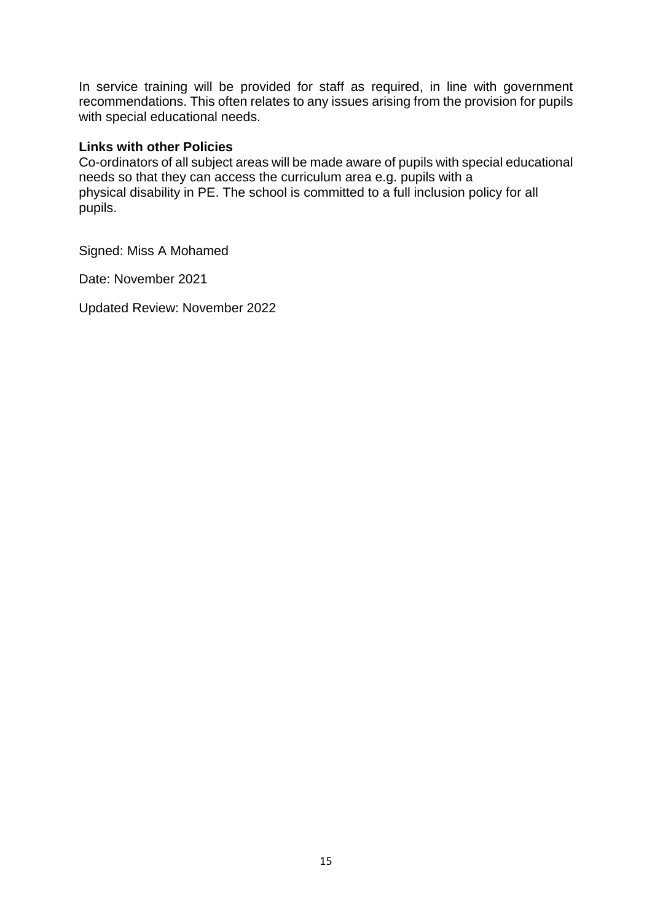In service training will be provided for staff as required, in line with government recommendations. This often relates to any issues arising from the provision for pupils with special educational needs.

**Links with other Policies**

Co-ordinators of all subject areas will be made aware of pupils with special educational needs so that they can access the curriculum area e.g. pupils with a physical disability in PE. The school is committed to a full inclusion policy for all pupils.

Signed: Miss A Mohamed

Date: November 2021

Updated Review: November 2022